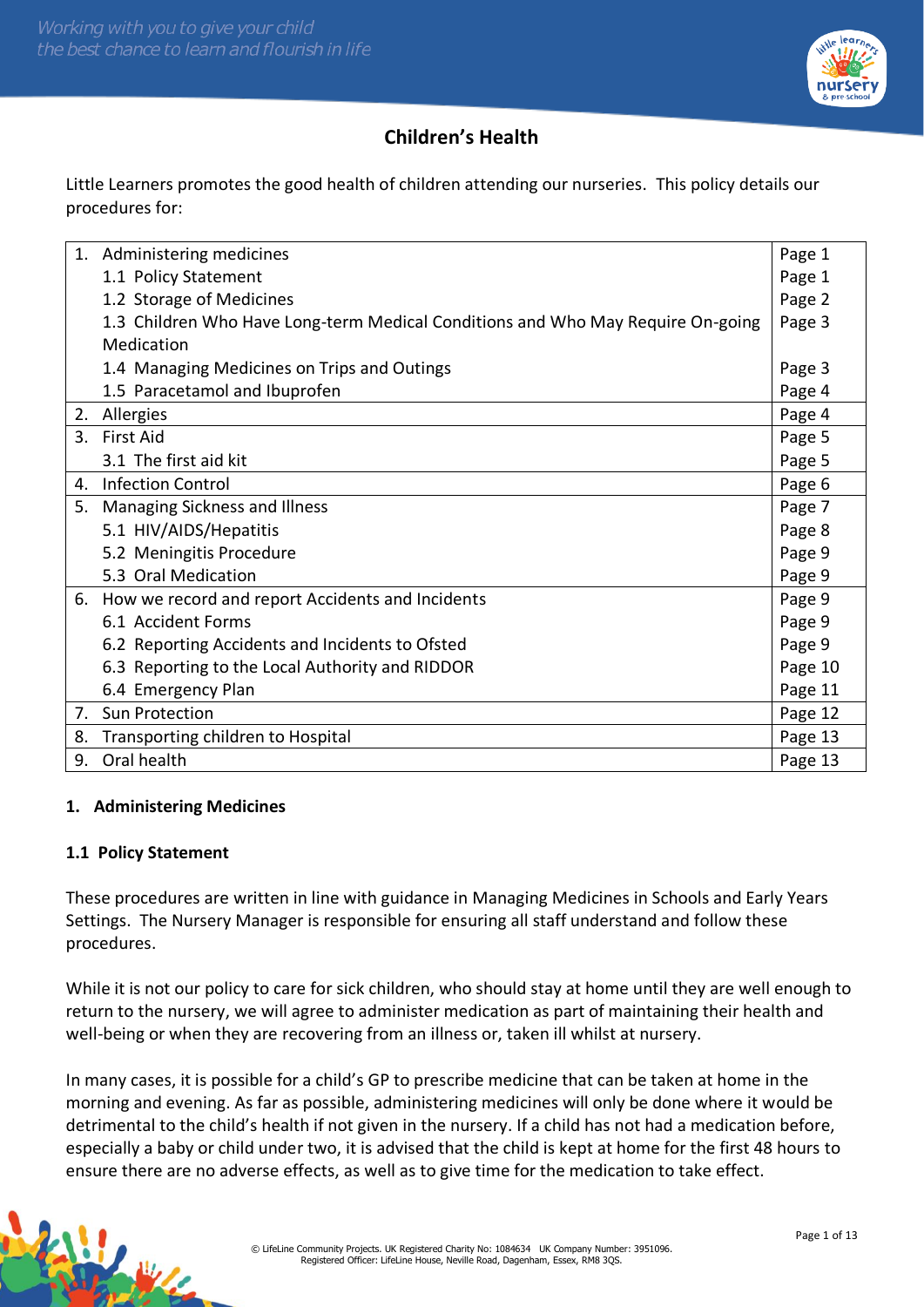# Children's Health

Little Learners promotes the good health of children attending our nurseries. This policy details our procedures for:

| Section | Page |
|---|---|
| 1. Administering medicines | Page 1 |
| 1.1 Policy Statement | Page 1 |
| 1.2 Storage of Medicines | Page 2 |
| 1.3 Children Who Have Long-term Medical Conditions and Who May Require On-going Medication | Page 3 |
| 1.4 Managing Medicines on Trips and Outings | Page 3 |
| 1.5 Paracetamol and Ibuprofen | Page 4 |
| 2. Allergies | Page 4 |
| 3. First Aid | Page 5 |
| 3.1 The first aid kit | Page 5 |
| 4. Infection Control | Page 6 |
| 5. Managing Sickness and Illness | Page 7 |
| 5.1 HIV/AIDS/Hepatitis | Page 8 |
| 5.2 Meningitis Procedure | Page 9 |
| 5.3 Oral Medication | Page 9 |
| 6. How we record and report Accidents and Incidents | Page 9 |
| 6.1 Accident Forms | Page 9 |
| 6.2 Reporting Accidents and Incidents to Ofsted | Page 9 |
| 6.3 Reporting to the Local Authority and RIDDOR | Page 10 |
| 6.4 Emergency Plan | Page 11 |
| 7. Sun Protection | Page 12 |
| 8. Transporting children to Hospital | Page 13 |
| 9. Oral health | Page 13 |

## 1. Administering Medicines

### 1.1 Policy Statement

These procedures are written in line with guidance in Managing Medicines in Schools and Early Years Settings. The Nursery Manager is responsible for ensuring all staff understand and follow these procedures.

While it is not our policy to care for sick children, who should stay at home until they are well enough to return to the nursery, we will agree to administer medication as part of maintaining their health and well-being or when they are recovering from an illness or, taken ill whilst at nursery.

In many cases, it is possible for a child's GP to prescribe medicine that can be taken at home in the morning and evening. As far as possible, administering medicines will only be done where it would be detrimental to the child's health if not given in the nursery. If a child has not had a medication before, especially a baby or child under two, it is advised that the child is kept at home for the first 48 hours to ensure there are no adverse effects, as well as to give time for the medication to take effect.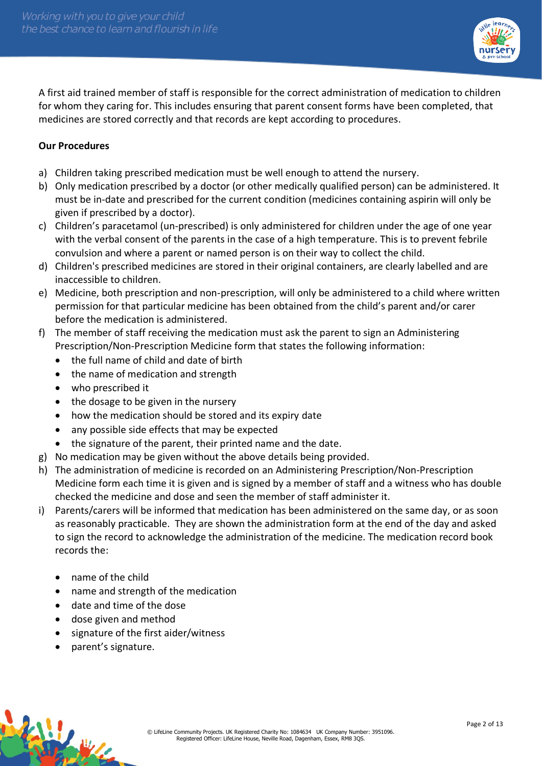A first aid trained member of staff is responsible for the correct administration of medication to children for whom they caring for. This includes ensuring that parent consent forms have been completed, that medicines are stored correctly and that records are kept according to procedures.

**Our Procedures**

a) Children taking prescribed medication must be well enough to attend the nursery.
b) Only medication prescribed by a doctor (or other medically qualified person) can be administered. It must be in-date and prescribed for the current condition (medicines containing aspirin will only be given if prescribed by a doctor).
c) Children's paracetamol (un-prescribed) is only administered for children under the age of one year with the verbal consent of the parents in the case of a high temperature. This is to prevent febrile convulsion and where a parent or named person is on their way to collect the child.
d) Children's prescribed medicines are stored in their original containers, are clearly labelled and are inaccessible to children.
e) Medicine, both prescription and non-prescription, will only be administered to a child where written permission for that particular medicine has been obtained from the child's parent and/or carer before the medication is administered.
f) The member of staff receiving the medication must ask the parent to sign an Administering Prescription/Non-Prescription Medicine form that states the following information:
   - the full name of child and date of birth
   - the name of medication and strength
   - who prescribed it
   - the dosage to be given in the nursery
   - how the medication should be stored and its expiry date
   - any possible side effects that may be expected
   - the signature of the parent, their printed name and the date.
g) No medication may be given without the above details being provided.
h) The administration of medicine is recorded on an Administering Prescription/Non-Prescription Medicine form each time it is given and is signed by a member of staff and a witness who has double checked the medicine and dose and seen the member of staff administer it.
i) Parents/carers will be informed that medication has been administered on the same day, or as soon as reasonably practicable. They are shown the administration form at the end of the day and asked to sign the record to acknowledge the administration of the medicine. The medication record book records the:

   - name of the child
   - name and strength of the medication
   - date and time of the dose
   - dose given and method
   - signature of the first aider/witness
   - parent's signature.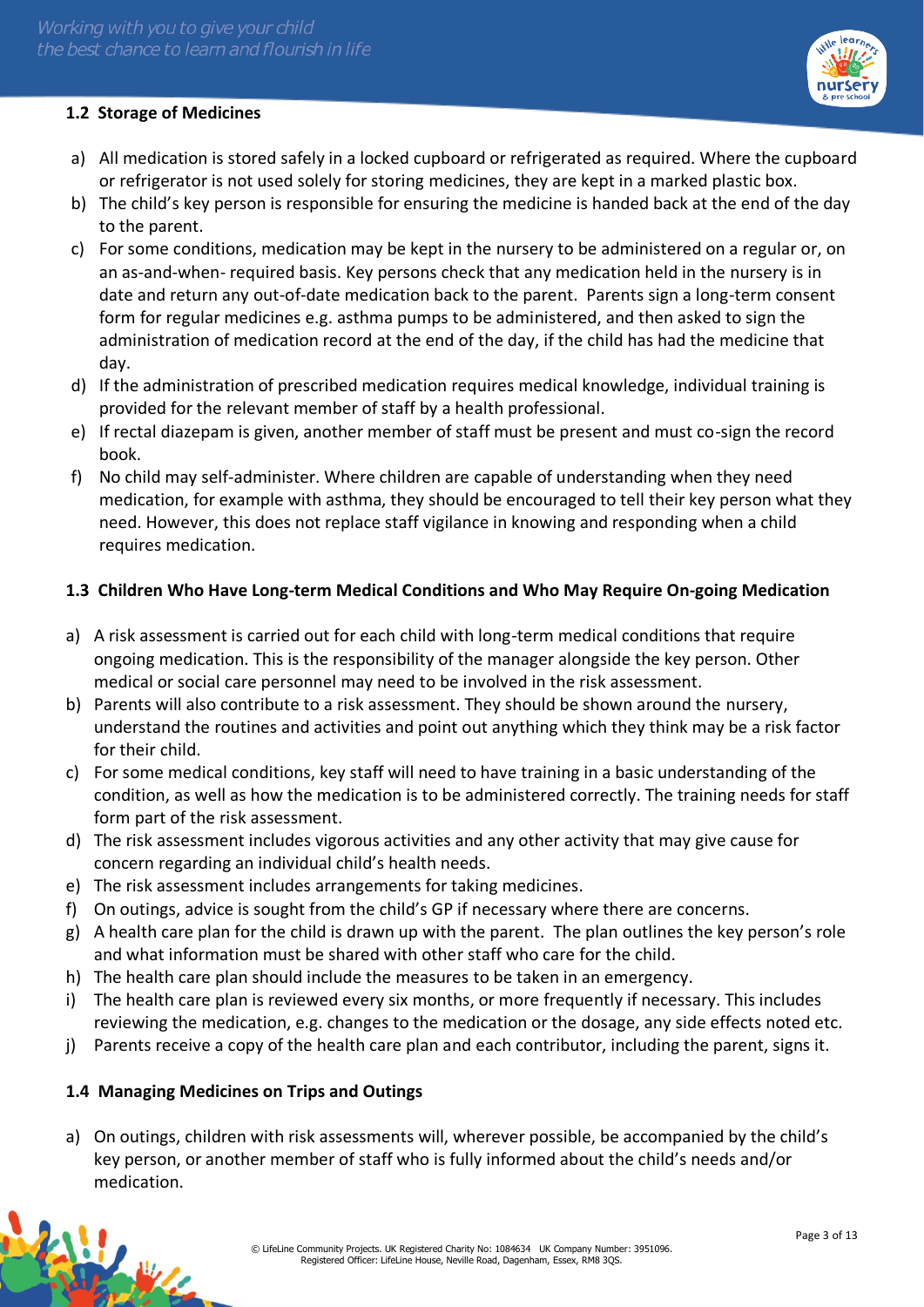### 1.2 Storage of Medicines

a) All medication is stored safely in a locked cupboard or refrigerated as required. Where the cupboard or refrigerator is not used solely for storing medicines, they are kept in a marked plastic box.
b) The child's key person is responsible for ensuring the medicine is handed back at the end of the day to the parent.
c) For some conditions, medication may be kept in the nursery to be administered on a regular or, on an as-and-when- required basis. Key persons check that any medication held in the nursery is in date and return any out-of-date medication back to the parent. Parents sign a long-term consent form for regular medicines e.g. asthma pumps to be administered, and then asked to sign the administration of medication record at the end of the day, if the child has had the medicine that day.
d) If the administration of prescribed medication requires medical knowledge, individual training is provided for the relevant member of staff by a health professional.
e) If rectal diazepam is given, another member of staff must be present and must co-sign the record book.
f) No child may self-administer. Where children are capable of understanding when they need medication, for example with asthma, they should be encouraged to tell their key person what they need. However, this does not replace staff vigilance in knowing and responding when a child requires medication.

### 1.3 Children Who Have Long-term Medical Conditions and Who May Require On-going Medication

a) A risk assessment is carried out for each child with long-term medical conditions that require ongoing medication. This is the responsibility of the manager alongside the key person. Other medical or social care personnel may need to be involved in the risk assessment.
b) Parents will also contribute to a risk assessment. They should be shown around the nursery, understand the routines and activities and point out anything which they think may be a risk factor for their child.
c) For some medical conditions, key staff will need to have training in a basic understanding of the condition, as well as how the medication is to be administered correctly. The training needs for staff form part of the risk assessment.
d) The risk assessment includes vigorous activities and any other activity that may give cause for concern regarding an individual child's health needs.
e) The risk assessment includes arrangements for taking medicines.
f) On outings, advice is sought from the child's GP if necessary where there are concerns.
g) A health care plan for the child is drawn up with the parent. The plan outlines the key person's role and what information must be shared with other staff who care for the child.
h) The health care plan should include the measures to be taken in an emergency.
i) The health care plan is reviewed every six months, or more frequently if necessary. This includes reviewing the medication, e.g. changes to the medication or the dosage, any side effects noted etc.
j) Parents receive a copy of the health care plan and each contributor, including the parent, signs it.

### 1.4 Managing Medicines on Trips and Outings

a) On outings, children with risk assessments will, wherever possible, be accompanied by the child's key person, or another member of staff who is fully informed about the child's needs and/or medication.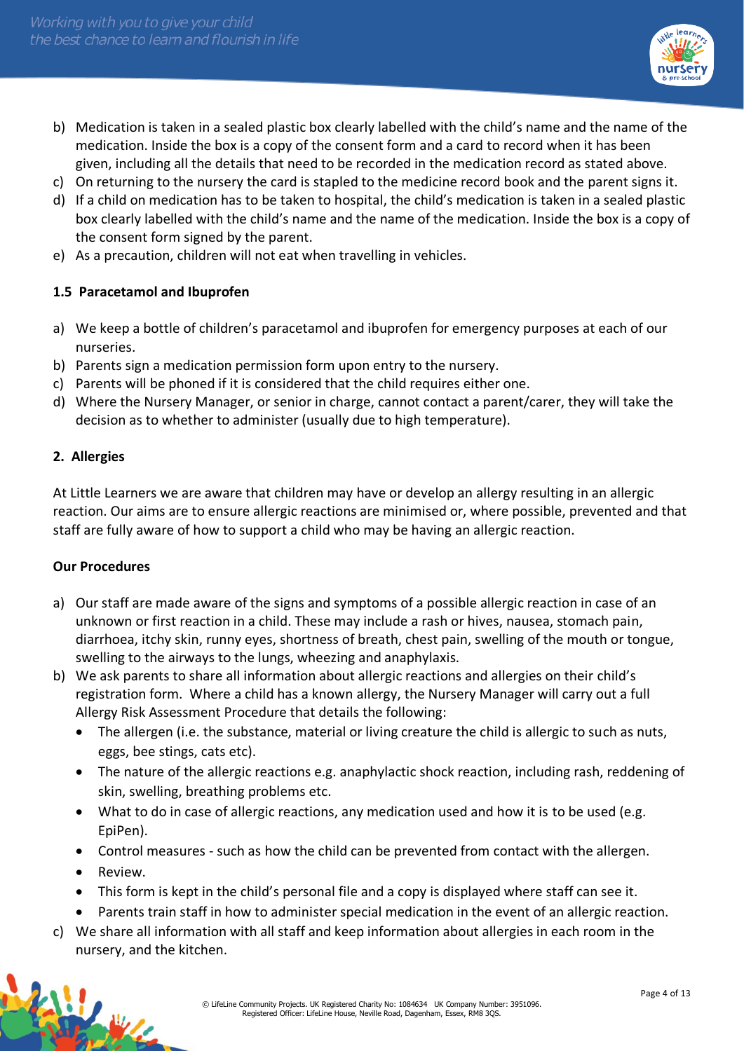b) Medication is taken in a sealed plastic box clearly labelled with the child's name and the name of the medication. Inside the box is a copy of the consent form and a card to record when it has been given, including all the details that need to be recorded in the medication record as stated above.
c) On returning to the nursery the card is stapled to the medicine record book and the parent signs it.
d) If a child on medication has to be taken to hospital, the child's medication is taken in a sealed plastic box clearly labelled with the child's name and the name of the medication. Inside the box is a copy of the consent form signed by the parent.
e) As a precaution, children will not eat when travelling in vehicles.

### 1.5 Paracetamol and Ibuprofen

a) We keep a bottle of children's paracetamol and ibuprofen for emergency purposes at each of our nurseries.
b) Parents sign a medication permission form upon entry to the nursery.
c) Parents will be phoned if it is considered that the child requires either one.
d) Where the Nursery Manager, or senior in charge, cannot contact a parent/carer, they will take the decision as to whether to administer (usually due to high temperature).

## 2. Allergies

At Little Learners we are aware that children may have or develop an allergy resulting in an allergic reaction. Our aims are to ensure allergic reactions are minimised or, where possible, prevented and that staff are fully aware of how to support a child who may be having an allergic reaction.

### Our Procedures

a) Our staff are made aware of the signs and symptoms of a possible allergic reaction in case of an unknown or first reaction in a child. These may include a rash or hives, nausea, stomach pain, diarrhoea, itchy skin, runny eyes, shortness of breath, chest pain, swelling of the mouth or tongue, swelling to the airways to the lungs, wheezing and anaphylaxis.
b) We ask parents to share all information about allergic reactions and allergies on their child's registration form. Where a child has a known allergy, the Nursery Manager will carry out a full Allergy Risk Assessment Procedure that details the following:
   - The allergen (i.e. the substance, material or living creature the child is allergic to such as nuts, eggs, bee stings, cats etc).
   - The nature of the allergic reactions e.g. anaphylactic shock reaction, including rash, reddening of skin, swelling, breathing problems etc.
   - What to do in case of allergic reactions, any medication used and how it is to be used (e.g. EpiPen).
   - Control measures - such as how the child can be prevented from contact with the allergen.
   - Review.
   - This form is kept in the child's personal file and a copy is displayed where staff can see it.
   - Parents train staff in how to administer special medication in the event of an allergic reaction.
c) We share all information with all staff and keep information about allergies in each room in the nursery, and the kitchen.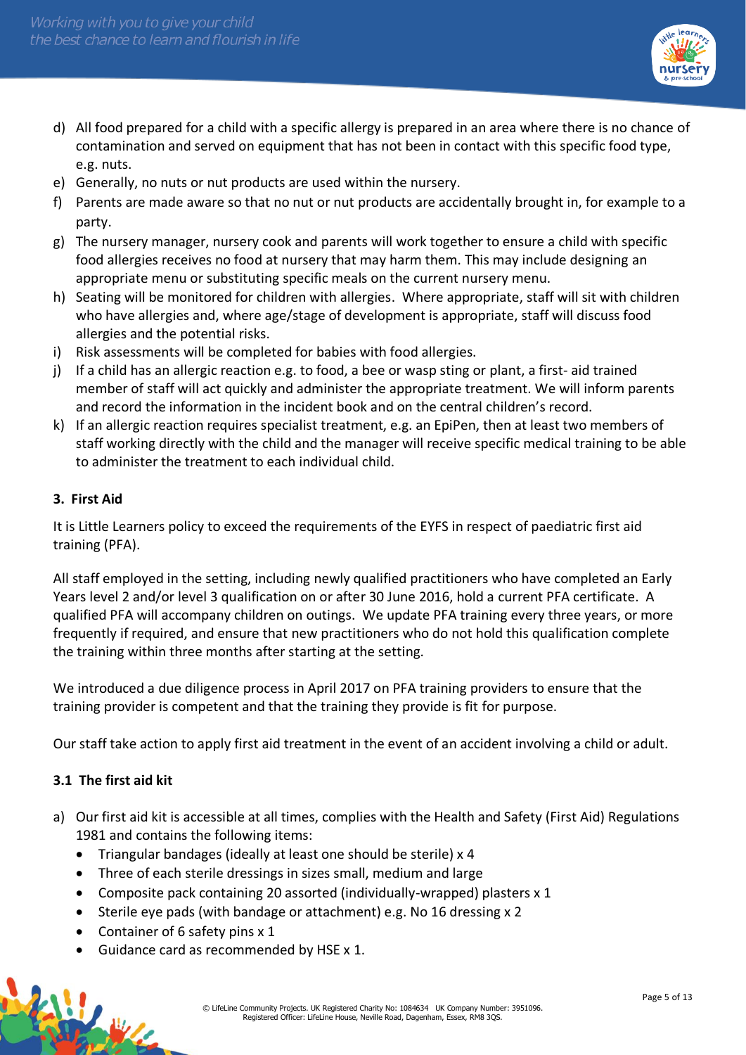d) All food prepared for a child with a specific allergy is prepared in an area where there is no chance of contamination and served on equipment that has not been in contact with this specific food type, e.g. nuts.
e) Generally, no nuts or nut products are used within the nursery.
f) Parents are made aware so that no nut or nut products are accidentally brought in, for example to a party.
g) The nursery manager, nursery cook and parents will work together to ensure a child with specific food allergies receives no food at nursery that may harm them. This may include designing an appropriate menu or substituting specific meals on the current nursery menu.
h) Seating will be monitored for children with allergies. Where appropriate, staff will sit with children who have allergies and, where age/stage of development is appropriate, staff will discuss food allergies and the potential risks.
i) Risk assessments will be completed for babies with food allergies.
j) If a child has an allergic reaction e.g. to food, a bee or wasp sting or plant, a first- aid trained member of staff will act quickly and administer the appropriate treatment. We will inform parents and record the information in the incident book and on the central children's record.
k) If an allergic reaction requires specialist treatment, e.g. an EpiPen, then at least two members of staff working directly with the child and the manager will receive specific medical training to be able to administer the treatment to each individual child.

### 3. First Aid

It is Little Learners policy to exceed the requirements of the EYFS in respect of paediatric first aid training (PFA).

All staff employed in the setting, including newly qualified practitioners who have completed an Early Years level 2 and/or level 3 qualification on or after 30 June 2016, hold a current PFA certificate. A qualified PFA will accompany children on outings. We update PFA training every three years, or more frequently if required, and ensure that new practitioners who do not hold this qualification complete the training within three months after starting at the setting.

We introduced a due diligence process in April 2017 on PFA training providers to ensure that the training provider is competent and that the training they provide is fit for purpose.

Our staff take action to apply first aid treatment in the event of an accident involving a child or adult.

#### 3.1 The first aid kit

a) Our first aid kit is accessible at all times, complies with the Health and Safety (First Aid) Regulations 1981 and contains the following items:
   - Triangular bandages (ideally at least one should be sterile) x 4
   - Three of each sterile dressings in sizes small, medium and large
   - Composite pack containing 20 assorted (individually-wrapped) plasters x 1
   - Sterile eye pads (with bandage or attachment) e.g. No 16 dressing x 2
   - Container of 6 safety pins x 1
   - Guidance card as recommended by HSE x 1.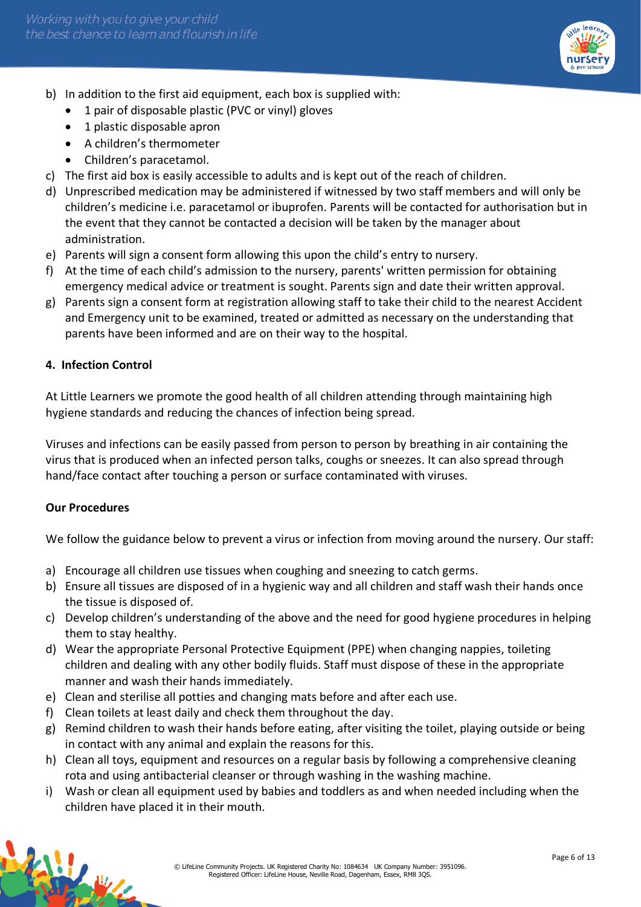b) In addition to the first aid equipment, each box is supplied with:
   - 1 pair of disposable plastic (PVC or vinyl) gloves
   - 1 plastic disposable apron
   - A children's thermometer
   - Children's paracetamol.

c) The first aid box is easily accessible to adults and is kept out of the reach of children.

d) Unprescribed medication may be administered if witnessed by two staff members and will only be children's medicine i.e. paracetamol or ibuprofen. Parents will be contacted for authorisation but in the event that they cannot be contacted a decision will be taken by the manager about administration.

e) Parents will sign a consent form allowing this upon the child's entry to nursery.

f) At the time of each child's admission to the nursery, parents' written permission for obtaining emergency medical advice or treatment is sought. Parents sign and date their written approval.

g) Parents sign a consent form at registration allowing staff to take their child to the nearest Accident and Emergency unit to be examined, treated or admitted as necessary on the understanding that parents have been informed and are on their way to the hospital.

## 4. Infection Control

At Little Learners we promote the good health of all children attending through maintaining high hygiene standards and reducing the chances of infection being spread.

Viruses and infections can be easily passed from person to person by breathing in air containing the virus that is produced when an infected person talks, coughs or sneezes. It can also spread through hand/face contact after touching a person or surface contaminated with viruses.

### Our Procedures

We follow the guidance below to prevent a virus or infection from moving around the nursery. Our staff:

a) Encourage all children use tissues when coughing and sneezing to catch germs.

b) Ensure all tissues are disposed of in a hygienic way and all children and staff wash their hands once the tissue is disposed of.

c) Develop children's understanding of the above and the need for good hygiene procedures in helping them to stay healthy.

d) Wear the appropriate Personal Protective Equipment (PPE) when changing nappies, toileting children and dealing with any other bodily fluids. Staff must dispose of these in the appropriate manner and wash their hands immediately.

e) Clean and sterilise all potties and changing mats before and after each use.

f) Clean toilets at least daily and check them throughout the day.

g) Remind children to wash their hands before eating, after visiting the toilet, playing outside or being in contact with any animal and explain the reasons for this.

h) Clean all toys, equipment and resources on a regular basis by following a comprehensive cleaning rota and using antibacterial cleanser or through washing in the washing machine.

i) Wash or clean all equipment used by babies and toddlers as and when needed including when the children have placed it in their mouth.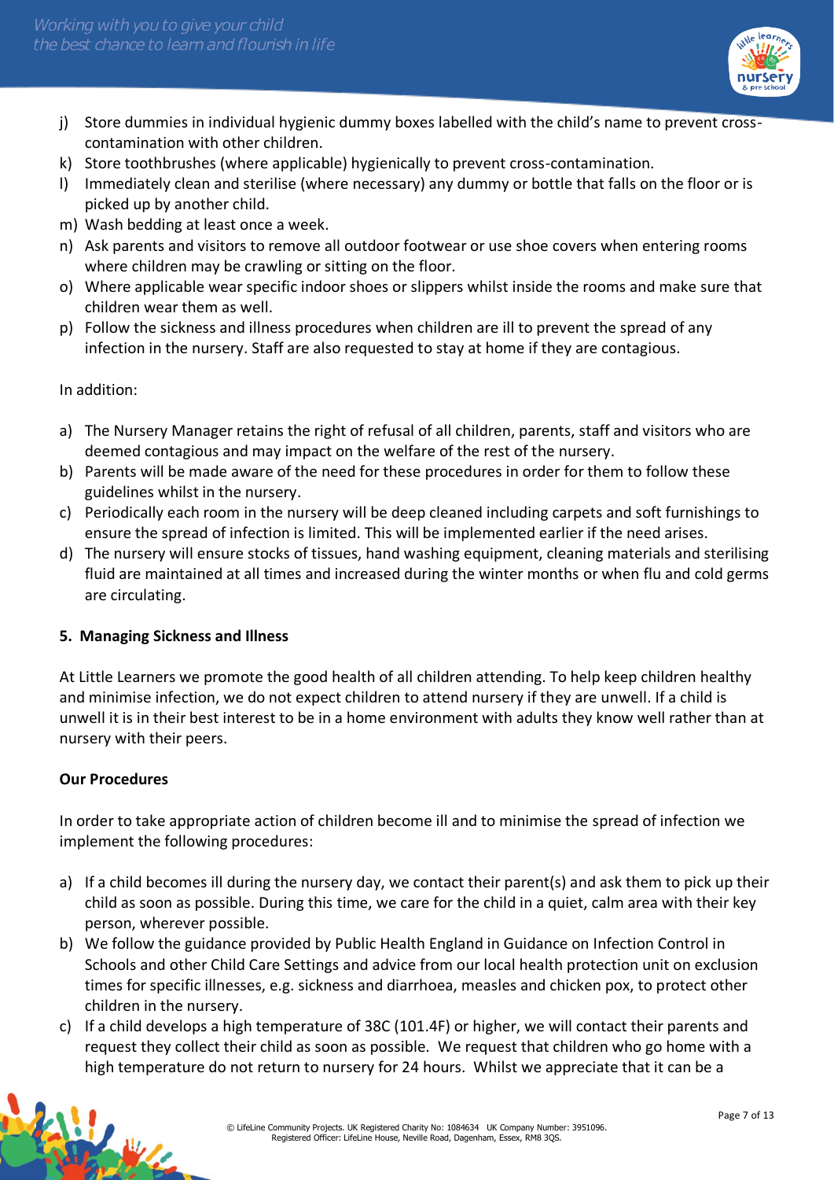j) Store dummies in individual hygienic dummy boxes labelled with the child's name to prevent cross-contamination with other children.
k) Store toothbrushes (where applicable) hygienically to prevent cross-contamination.
l) Immediately clean and sterilise (where necessary) any dummy or bottle that falls on the floor or is picked up by another child.
m) Wash bedding at least once a week.
n) Ask parents and visitors to remove all outdoor footwear or use shoe covers when entering rooms where children may be crawling or sitting on the floor.
o) Where applicable wear specific indoor shoes or slippers whilst inside the rooms and make sure that children wear them as well.
p) Follow the sickness and illness procedures when children are ill to prevent the spread of any infection in the nursery. Staff are also requested to stay at home if they are contagious.

In addition:

a) The Nursery Manager retains the right of refusal of all children, parents, staff and visitors who are deemed contagious and may impact on the welfare of the rest of the nursery.
b) Parents will be made aware of the need for these procedures in order for them to follow these guidelines whilst in the nursery.
c) Periodically each room in the nursery will be deep cleaned including carpets and soft furnishings to ensure the spread of infection is limited. This will be implemented earlier if the need arises.
d) The nursery will ensure stocks of tissues, hand washing equipment, cleaning materials and sterilising fluid are maintained at all times and increased during the winter months or when flu and cold germs are circulating.

**5. Managing Sickness and Illness**

At Little Learners we promote the good health of all children attending. To help keep children healthy and minimise infection, we do not expect children to attend nursery if they are unwell. If a child is unwell it is in their best interest to be in a home environment with adults they know well rather than at nursery with their peers.

**Our Procedures**

In order to take appropriate action of children become ill and to minimise the spread of infection we implement the following procedures:

a) If a child becomes ill during the nursery day, we contact their parent(s) and ask them to pick up their child as soon as possible. During this time, we care for the child in a quiet, calm area with their key person, wherever possible.
b) We follow the guidance provided by Public Health England in Guidance on Infection Control in Schools and other Child Care Settings and advice from our local health protection unit on exclusion times for specific illnesses, e.g. sickness and diarrhoea, measles and chicken pox, to protect other children in the nursery.
c) If a child develops a high temperature of 38C (101.4F) or higher, we will contact their parents and request they collect their child as soon as possible. We request that children who go home with a high temperature do not return to nursery for 24 hours. Whilst we appreciate that it can be a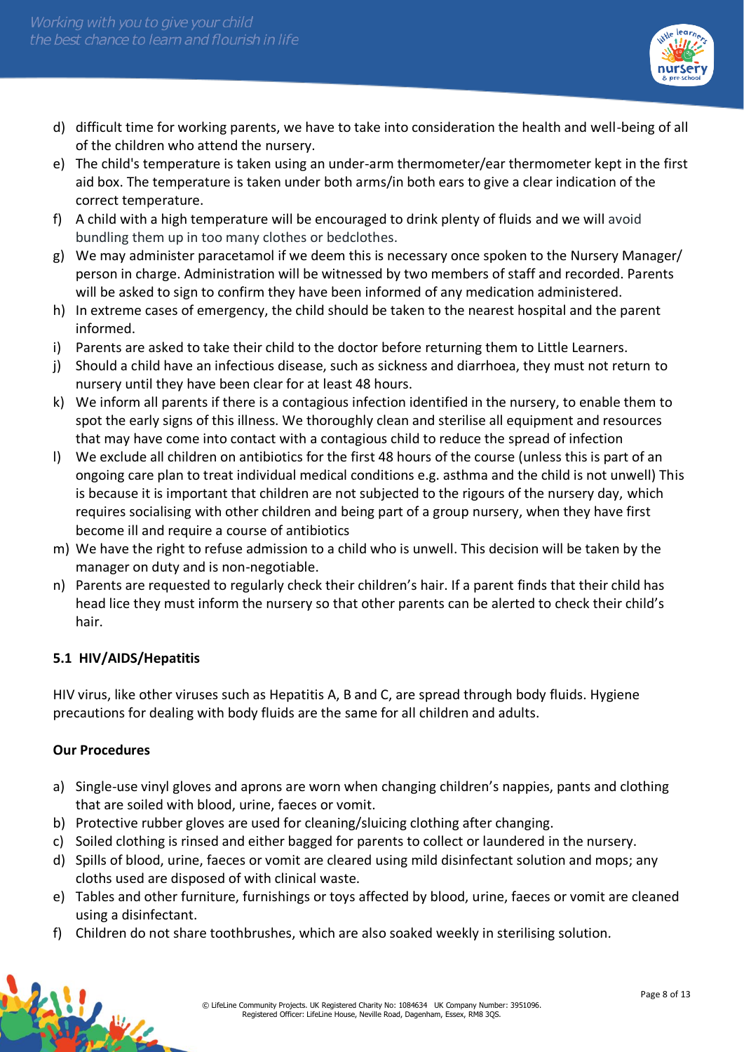d) difficult time for working parents, we have to take into consideration the health and well-being of all of the children who attend the nursery.
e) The child's temperature is taken using an under-arm thermometer/ear thermometer kept in the first aid box. The temperature is taken under both arms/in both ears to give a clear indication of the correct temperature.
f) A child with a high temperature will be encouraged to drink plenty of fluids and we will avoid bundling them up in too many clothes or bedclothes.
g) We may administer paracetamol if we deem this is necessary once spoken to the Nursery Manager/ person in charge. Administration will be witnessed by two members of staff and recorded. Parents will be asked to sign to confirm they have been informed of any medication administered.
h) In extreme cases of emergency, the child should be taken to the nearest hospital and the parent informed.
i) Parents are asked to take their child to the doctor before returning them to Little Learners.
j) Should a child have an infectious disease, such as sickness and diarrhoea, they must not return to nursery until they have been clear for at least 48 hours.
k) We inform all parents if there is a contagious infection identified in the nursery, to enable them to spot the early signs of this illness. We thoroughly clean and sterilise all equipment and resources that may have come into contact with a contagious child to reduce the spread of infection
l) We exclude all children on antibiotics for the first 48 hours of the course (unless this is part of an ongoing care plan to treat individual medical conditions e.g. asthma and the child is not unwell) This is because it is important that children are not subjected to the rigours of the nursery day, which requires socialising with other children and being part of a group nursery, when they have first become ill and require a course of antibiotics
m) We have the right to refuse admission to a child who is unwell. This decision will be taken by the manager on duty and is non-negotiable.
n) Parents are requested to regularly check their children's hair. If a parent finds that their child has head lice they must inform the nursery so that other parents can be alerted to check their child's hair.

### 5.1 HIV/AIDS/Hepatitis

HIV virus, like other viruses such as Hepatitis A, B and C, are spread through body fluids. Hygiene precautions for dealing with body fluids are the same for all children and adults.

**Our Procedures**

a) Single-use vinyl gloves and aprons are worn when changing children's nappies, pants and clothing that are soiled with blood, urine, faeces or vomit.
b) Protective rubber gloves are used for cleaning/sluicing clothing after changing.
c) Soiled clothing is rinsed and either bagged for parents to collect or laundered in the nursery.
d) Spills of blood, urine, faeces or vomit are cleared using mild disinfectant solution and mops; any cloths used are disposed of with clinical waste.
e) Tables and other furniture, furnishings or toys affected by blood, urine, faeces or vomit are cleaned using a disinfectant.
f) Children do not share toothbrushes, which are also soaked weekly in sterilising solution.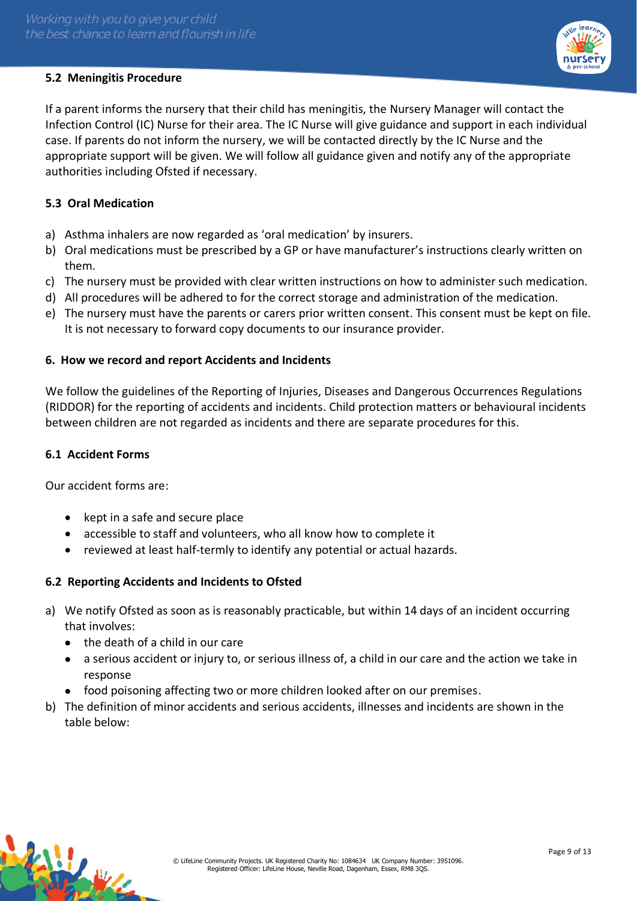### 5.2 Meningitis Procedure

If a parent informs the nursery that their child has meningitis, the Nursery Manager will contact the Infection Control (IC) Nurse for their area. The IC Nurse will give guidance and support in each individual case. If parents do not inform the nursery, we will be contacted directly by the IC Nurse and the appropriate support will be given. We will follow all guidance given and notify any of the appropriate authorities including Ofsted if necessary.

### 5.3 Oral Medication

a) Asthma inhalers are now regarded as 'oral medication' by insurers.
b) Oral medications must be prescribed by a GP or have manufacturer's instructions clearly written on them.
c) The nursery must be provided with clear written instructions on how to administer such medication.
d) All procedures will be adhered to for the correct storage and administration of the medication.
e) The nursery must have the parents or carers prior written consent. This consent must be kept on file. It is not necessary to forward copy documents to our insurance provider.

## 6. How we record and report Accidents and Incidents

We follow the guidelines of the Reporting of Injuries, Diseases and Dangerous Occurrences Regulations (RIDDOR) for the reporting of accidents and incidents. Child protection matters or behavioural incidents between children are not regarded as incidents and there are separate procedures for this.

### 6.1 Accident Forms

Our accident forms are:

- kept in a safe and secure place
- accessible to staff and volunteers, who all know how to complete it
- reviewed at least half-termly to identify any potential or actual hazards.

### 6.2 Reporting Accidents and Incidents to Ofsted

a) We notify Ofsted as soon as is reasonably practicable, but within 14 days of an incident occurring that involves:
   - the death of a child in our care
   - a serious accident or injury to, or serious illness of, a child in our care and the action we take in response
   - food poisoning affecting two or more children looked after on our premises.
b) The definition of minor accidents and serious accidents, illnesses and incidents are shown in the table below: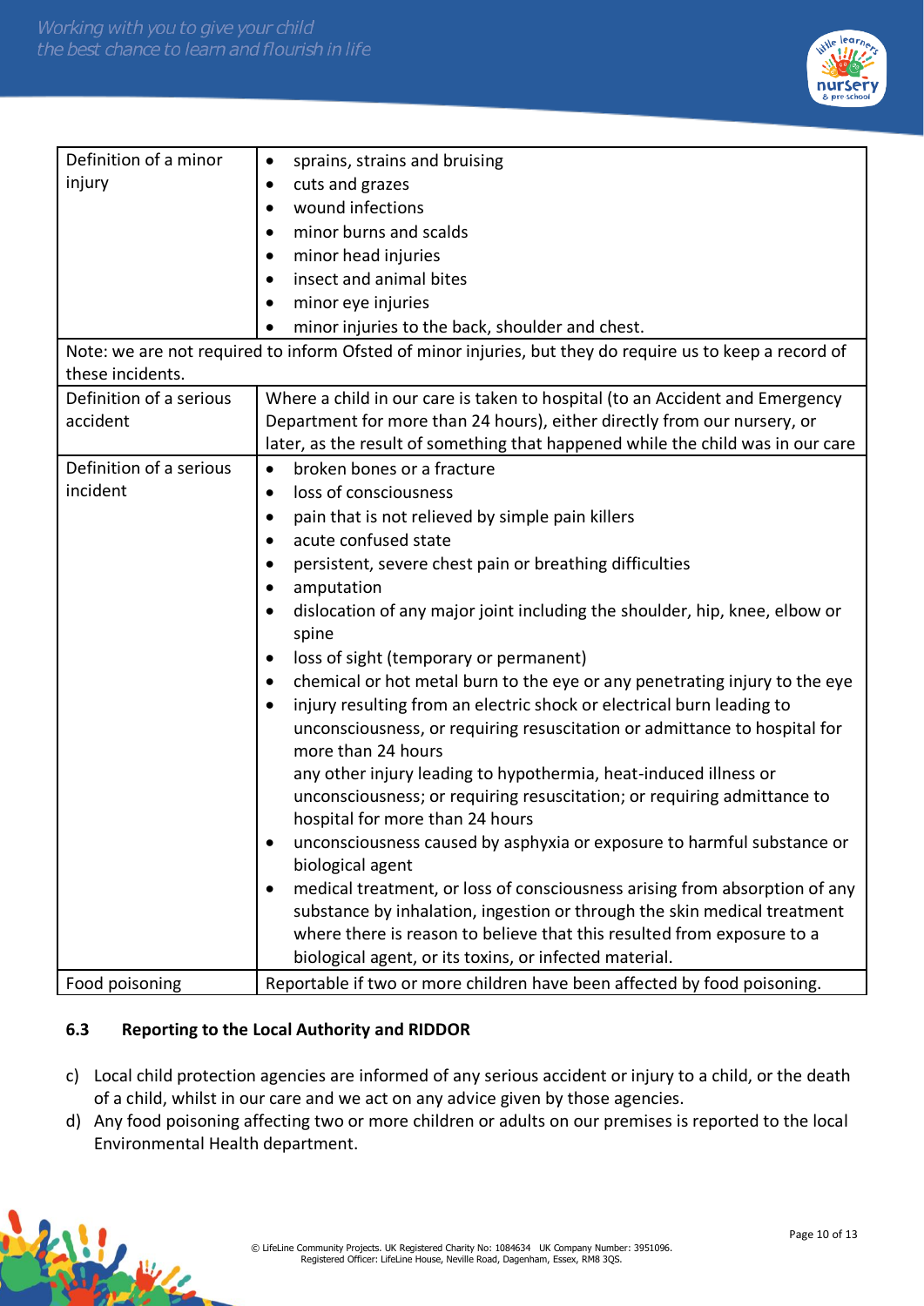| Definition of a minor injury | • sprains, strains and bruising<br>• cuts and grazes<br>• wound infections<br>• minor burns and scalds<br>• minor head injuries<br>• insect and animal bites<br>• minor eye injuries<br>• minor injuries to the back, shoulder and chest. |
|---|---|
| Note: we are not required to inform Ofsted of minor injuries, but they do require us to keep a record of these incidents. | |
| Definition of a serious accident | Where a child in our care is taken to hospital (to an Accident and Emergency Department for more than 24 hours), either directly from our nursery, or later, as the result of something that happened while the child was in our care |
| Definition of a serious incident | • broken bones or a fracture<br>• loss of consciousness<br>• pain that is not relieved by simple pain killers<br>• acute confused state<br>• persistent, severe chest pain or breathing difficulties<br>• amputation<br>• dislocation of any major joint including the shoulder, hip, knee, elbow or spine<br>• loss of sight (temporary or permanent)<br>• chemical or hot metal burn to the eye or any penetrating injury to the eye<br>• injury resulting from an electric shock or electrical burn leading to unconsciousness, or requiring resuscitation or admittance to hospital for more than 24 hours<br>any other injury leading to hypothermia, heat-induced illness or unconsciousness; or requiring resuscitation; or requiring admittance to hospital for more than 24 hours<br>• unconsciousness caused by asphyxia or exposure to harmful substance or biological agent<br>• medical treatment, or loss of consciousness arising from absorption of any substance by inhalation, ingestion or through the skin medical treatment where there is reason to believe that this resulted from exposure to a biological agent, or its toxins, or infected material. |
| Food poisoning | Reportable if two or more children have been affected by food poisoning. |

### 6.3 Reporting to the Local Authority and RIDDOR

c) Local child protection agencies are informed of any serious accident or injury to a child, or the death of a child, whilst in our care and we act on any advice given by those agencies.

d) Any food poisoning affecting two or more children or adults on our premises is reported to the local Environmental Health department.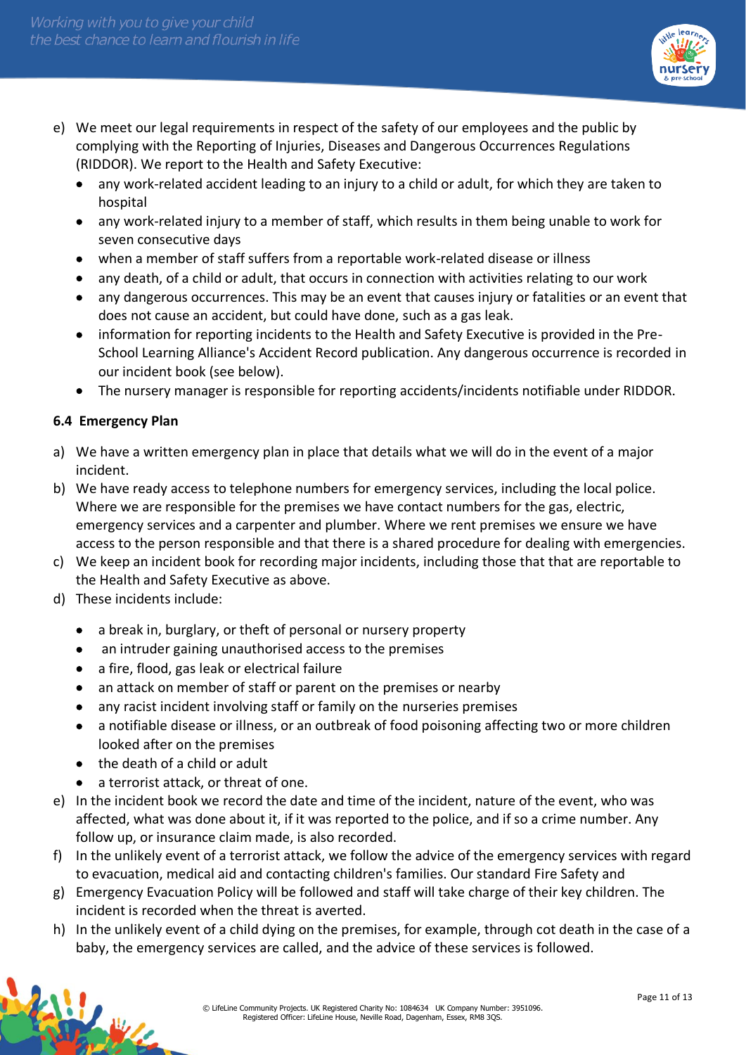e) We meet our legal requirements in respect of the safety of our employees and the public by complying with the Reporting of Injuries, Diseases and Dangerous Occurrences Regulations (RIDDOR). We report to the Health and Safety Executive:
   - any work-related accident leading to an injury to a child or adult, for which they are taken to hospital
   - any work-related injury to a member of staff, which results in them being unable to work for seven consecutive days
   - when a member of staff suffers from a reportable work-related disease or illness
   - any death, of a child or adult, that occurs in connection with activities relating to our work
   - any dangerous occurrences. This may be an event that causes injury or fatalities or an event that does not cause an accident, but could have done, such as a gas leak.
   - information for reporting incidents to the Health and Safety Executive is provided in the Pre-School Learning Alliance's Accident Record publication. Any dangerous occurrence is recorded in our incident book (see below).
   - The nursery manager is responsible for reporting accidents/incidents notifiable under RIDDOR.

### 6.4 Emergency Plan

a) We have a written emergency plan in place that details what we will do in the event of a major incident.
b) We have ready access to telephone numbers for emergency services, including the local police. Where we are responsible for the premises we have contact numbers for the gas, electric, emergency services and a carpenter and plumber. Where we rent premises we ensure we have access to the person responsible and that there is a shared procedure for dealing with emergencies.
c) We keep an incident book for recording major incidents, including those that that are reportable to the Health and Safety Executive as above.
d) These incidents include:
   - a break in, burglary, or theft of personal or nursery property
   - an intruder gaining unauthorised access to the premises
   - a fire, flood, gas leak or electrical failure
   - an attack on member of staff or parent on the premises or nearby
   - any racist incident involving staff or family on the nurseries premises
   - a notifiable disease or illness, or an outbreak of food poisoning affecting two or more children looked after on the premises
   - the death of a child or adult
   - a terrorist attack, or threat of one.
e) In the incident book we record the date and time of the incident, nature of the event, who was affected, what was done about it, if it was reported to the police, and if so a crime number. Any follow up, or insurance claim made, is also recorded.
f) In the unlikely event of a terrorist attack, we follow the advice of the emergency services with regard to evacuation, medical aid and contacting children's families. Our standard Fire Safety and
g) Emergency Evacuation Policy will be followed and staff will take charge of their key children. The incident is recorded when the threat is averted.
h) In the unlikely event of a child dying on the premises, for example, through cot death in the case of a baby, the emergency services are called, and the advice of these services is followed.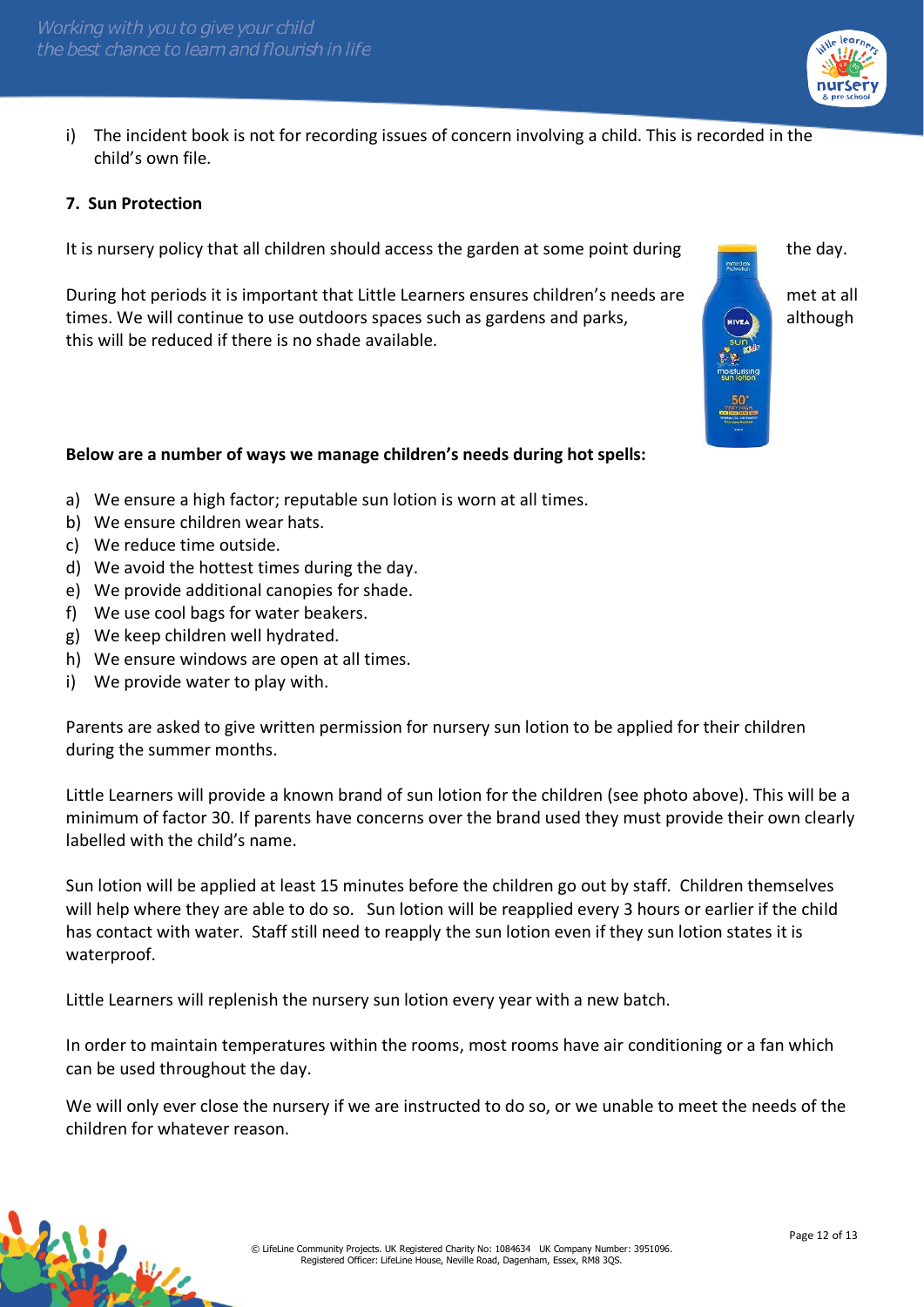i) The incident book is not for recording issues of concern involving a child. This is recorded in the child's own file.

**7. Sun Protection**

It is nursery policy that all children should access the garden at some point during the day.

During hot periods it is important that Little Learners ensures children's needs are met at all times. We will continue to use outdoors spaces such as gardens and parks, although this will be reduced if there is no shade available.

**Below are a number of ways we manage children's needs during hot spells:**

a) We ensure a high factor; reputable sun lotion is worn at all times.
b) We ensure children wear hats.
c) We reduce time outside.
d) We avoid the hottest times during the day.
e) We provide additional canopies for shade.
f) We use cool bags for water beakers.
g) We keep children well hydrated.
h) We ensure windows are open at all times.
i) We provide water to play with.

Parents are asked to give written permission for nursery sun lotion to be applied for their children during the summer months.

Little Learners will provide a known brand of sun lotion for the children (see photo above). This will be a minimum of factor 30. If parents have concerns over the brand used they must provide their own clearly labelled with the child's name.

Sun lotion will be applied at least 15 minutes before the children go out by staff. Children themselves will help where they are able to do so. Sun lotion will be reapplied every 3 hours or earlier if the child has contact with water. Staff still need to reapply the sun lotion even if they sun lotion states it is waterproof.

Little Learners will replenish the nursery sun lotion every year with a new batch.

In order to maintain temperatures within the rooms, most rooms have air conditioning or a fan which can be used throughout the day.

We will only ever close the nursery if we are instructed to do so, or we unable to meet the needs of the children for whatever reason.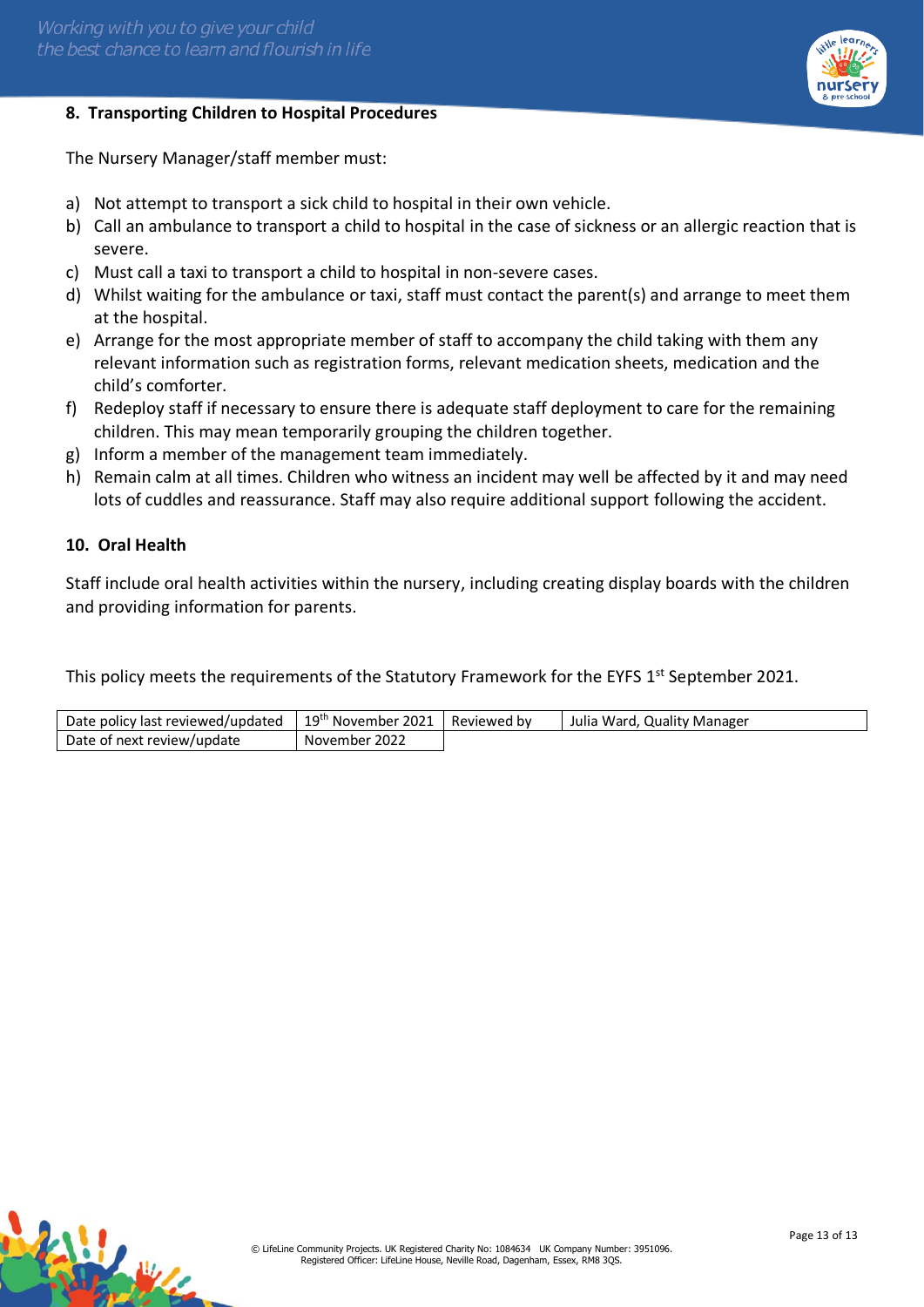## 8. Transporting Children to Hospital Procedures

The Nursery Manager/staff member must:

a) Not attempt to transport a sick child to hospital in their own vehicle.
b) Call an ambulance to transport a child to hospital in the case of sickness or an allergic reaction that is severe.
c) Must call a taxi to transport a child to hospital in non-severe cases.
d) Whilst waiting for the ambulance or taxi, staff must contact the parent(s) and arrange to meet them at the hospital.
e) Arrange for the most appropriate member of staff to accompany the child taking with them any relevant information such as registration forms, relevant medication sheets, medication and the child's comforter.
f) Redeploy staff if necessary to ensure there is adequate staff deployment to care for the remaining children. This may mean temporarily grouping the children together.
g) Inform a member of the management team immediately.
h) Remain calm at all times. Children who witness an incident may well be affected by it and may need lots of cuddles and reassurance. Staff may also require additional support following the accident.

## 10. Oral Health

Staff include oral health activities within the nursery, including creating display boards with the children and providing information for parents.

This policy meets the requirements of the Statutory Framework for the EYFS 1st September 2021.

| | | | |
|---|---|---|---|
| Date policy last reviewed/updated | 19th November 2021 | Reviewed by | Julia Ward, Quality Manager |
| Date of next review/update | November 2022 | | |